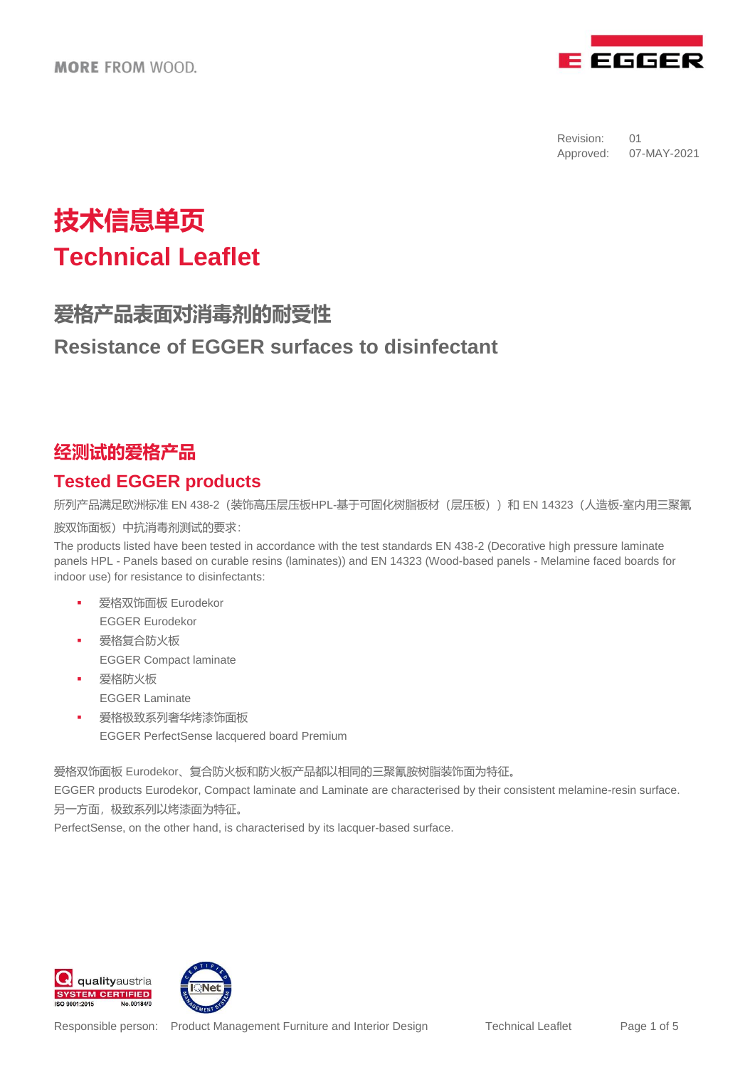Revision: 01
Approved: 07-MAY-2021

# 技术信息单页
# Technical Leaflet

## 爱格产品表面对消毒剂的耐受性
## Resistance of EGGER surfaces to disinfectant

### 经测试的爱格产品
### Tested EGGER products

所列产品满足欧洲标准 EN 438-2（装饰高压层压板HPL-基于可固化树脂板材（层压板））和 EN 14323（人造板-室内用三聚氰胺双饰面板）中抗消毒剂测试的要求：

The products listed have been tested in accordance with the test standards EN 438-2 (Decorative high pressure laminate panels HPL - Panels based on curable resins (laminates)) and EN 14323 (Wood-based panels - Melamine faced boards for indoor use) for resistance to disinfectants:

- 爱格双饰面板 Eurodekor
  EGGER Eurodekor
- 爱格复合防火板
  EGGER Compact laminate
- 爱格防火板
  EGGER Laminate
- 爱格极致系列奢华烤漆饰面板
  EGGER PerfectSense lacquered board Premium

爱格双饰面板 Eurodekor、复合防火板和防火板产品都以相同的三聚氰胺树脂装饰面为特征。
EGGER products Eurodekor, Compact laminate and Laminate are characterised by their consistent melamine-resin surface.
另一方面，极致系列以烤漆面为特征。
PerfectSense, on the other hand, is characterised by its lacquer-based surface.

Responsible person: Product Management Furniture and Interior Design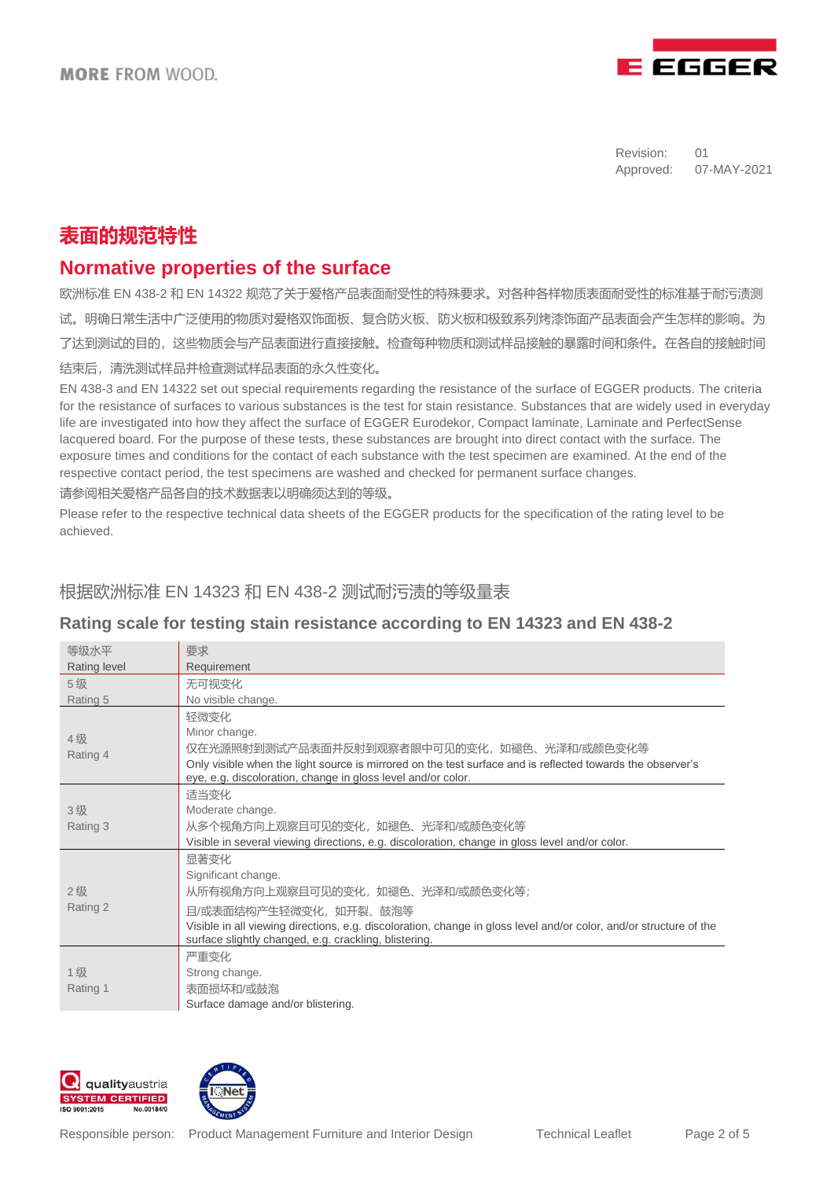Revision: 01
Approved: 07-MAY-2021

# 表面的规范特性

# Normative properties of the surface

欧洲标准 EN 438-2 和 EN 14322 规范了关于爱格产品表面耐受性的特殊要求。对各种各样物质表面耐受性的标准基于耐污渍测试。明确日常生活中广泛使用的物质对爱格双饰面板、复合防火板、防火板和极致系列烤漆饰面产品表面会产生怎样的影响。为了达到测试的目的，这些物质会与产品表面进行直接接触。检查每种物质和测试样品接触的暴露时间和条件。在各自的接触时间结束后，清洗测试样品并检查测试样品表面的永久性变化。

EN 438-3 and EN 14322 set out special requirements regarding the resistance of the surface of EGGER products. The criteria for the resistance of surfaces to various substances is the test for stain resistance. Substances that are widely used in everyday life are investigated into how they affect the surface of EGGER Eurodekor, Compact laminate, Laminate and PerfectSense lacquered board. For the purpose of these tests, these substances are brought into direct contact with the surface. The exposure times and conditions for the contact of each substance with the test specimen are examined. At the end of the respective contact period, the test specimens are washed and checked for permanent surface changes.

请参阅相关爱格产品各自的技术数据表以明确须达到的等级。

Please refer to the respective technical data sheets of the EGGER products for the specification of the rating level to be achieved.

## 根据欧洲标准 EN 14323 和 EN 438-2 测试耐污渍的等级量表

## Rating scale for testing stain resistance according to EN 14323 and EN 438-2

| 等级水平<br>Rating level | 要求<br>Requirement |
|---|---|
| 5 级<br>Rating 5 | 无可视变化<br>No visible change. |
| 4 级<br>Rating 4 | 轻微变化<br>Minor change.<br>仅在光源照射到测试产品表面并反射到观察者眼中可见的变化，如褪色、光泽和/或颜色变化等<br>Only visible when the light source is mirrored on the test surface and is reflected towards the observer's eye, e.g. discoloration, change in gloss level and/or color. |
| 3 级<br>Rating 3 | 适当变化<br>Moderate change.<br>从多个视角方向上观察且可见的变化，如褪色、光泽和/或颜色变化等<br>Visible in several viewing directions, e.g. discoloration, change in gloss level and/or color. |
| 2 级<br>Rating 2 | 显著变化<br>Significant change.<br>从所有视角方向上观察且可见的变化，如褪色、光泽和/或颜色变化等；<br>且/或表面结构产生轻微变化，如开裂、鼓泡等<br>Visible in all viewing directions, e.g. discoloration, change in gloss level and/or color, and/or structure of the surface slightly changed, e.g. crackling, blistering. |
| 1 级<br>Rating 1 | 严重变化<br>Strong change.<br>表面损坏和/或鼓泡<br>Surface damage and/or blistering. |

Responsible person: Product Management Furniture and Interior Design — Technical Leaflet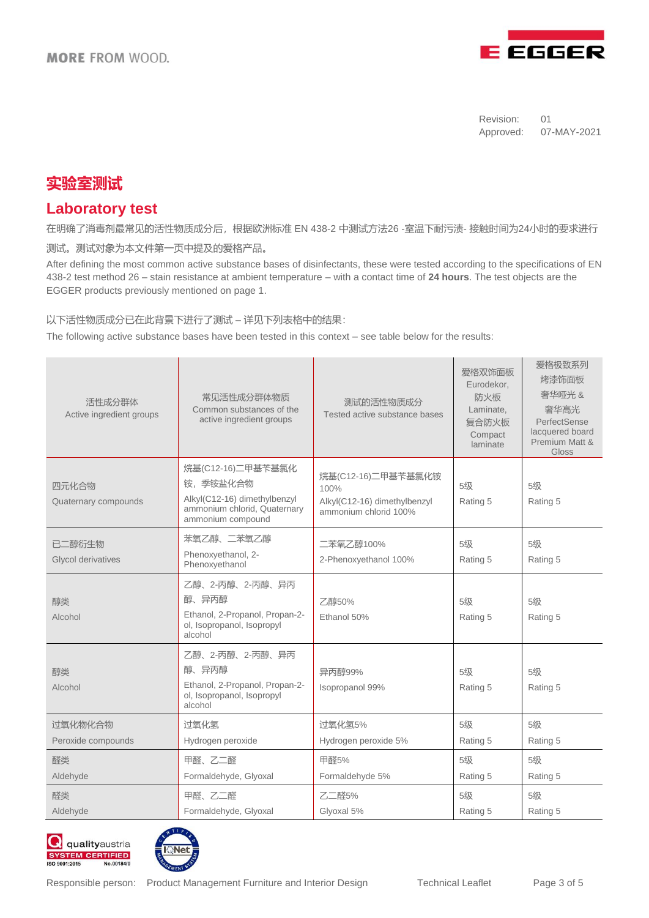Revision: 01
Approved: 07-MAY-2021

# 实验室测试

## Laboratory test

在明确了消毒剂最常见的活性物质成分后，根据欧洲标准 EN 438-2 中测试方法26 -室温下耐污渍- 接触时间为24小时的要求进行测试。测试对象为本文件第一页中提及的爱格产品。

After defining the most common active substance bases of disinfectants, these were tested according to the specifications of EN 438-2 test method 26 – stain resistance at ambient temperature – with a contact time of **24 hours**. The test objects are the EGGER products previously mentioned on page 1.

以下活性物质成分已在此背景下进行了测试 – 详见下列表格中的结果:

The following active substance bases have been tested in this context – see table below for the results:

| 活性成分群体 Active ingredient groups | 常见活性成分群体物质 Common substances of the active ingredient groups | 测试的活性物质成分 Tested active substance bases | 爱格双饰面板 Eurodekor, 防火板 Laminate, 复合防火板 Compact laminate | 爱格极致系列烤漆饰面板 奢华哑光 & 奢华高光 PerfectSense lacquered board Premium Matt & Gloss |
|---|---|---|---|---|
| 四元化合物 Quaternary compounds | 烷基(C12-16)二甲基苄基氯化铵，季铵盐化合物 Alkyl(C12-16) dimethylbenzyl ammonium chlorid, Quaternary ammonium compound | 烷基(C12-16)二甲基苄基氯化铵100% Alkyl(C12-16) dimethylbenzyl ammonium chlorid 100% | 5级 Rating 5 | 5级 Rating 5 |
| 已二醇衍生物 Glycol derivatives | 苯氧乙醇、二苯氧乙醇 Phenoxyethanol, 2-Phenoxyethanol | 二苯氧乙醇100% 2-Phenoxyethanol 100% | 5级 Rating 5 | 5级 Rating 5 |
| 醇类 Alcohol | 乙醇、2-丙醇、2-丙醇、异丙醇、异丙醇 Ethanol, 2-Propanol, Propan-2-ol, Isopropanol, Isopropyl alcohol | 乙醇50% Ethanol 50% | 5级 Rating 5 | 5级 Rating 5 |
| 醇类 Alcohol | 乙醇、2-丙醇、2-丙醇、异丙醇、异丙醇 Ethanol, 2-Propanol, Propan-2-ol, Isopropanol, Isopropyl alcohol | 异丙醇99% Isopropanol 99% | 5级 Rating 5 | 5级 Rating 5 |
| 过氧化物化合物 Peroxide compounds | 过氧化氢 Hydrogen peroxide | 过氧化氢5% Hydrogen peroxide 5% | 5级 Rating 5 | 5级 Rating 5 |
| 醛类 Aldehyde | 甲醛、乙二醛 Formaldehyde, Glyoxal | 甲醛5% Formaldehyde 5% | 5级 Rating 5 | 5级 Rating 5 |
| 醛类 Aldehyde | 甲醛、乙二醛 Formaldehyde, Glyoxal | 乙二醛5% Glyoxal 5% | 5级 Rating 5 | 5级 Rating 5 |

Responsible person: Product Management Furniture and Interior Design — Technical Leaflet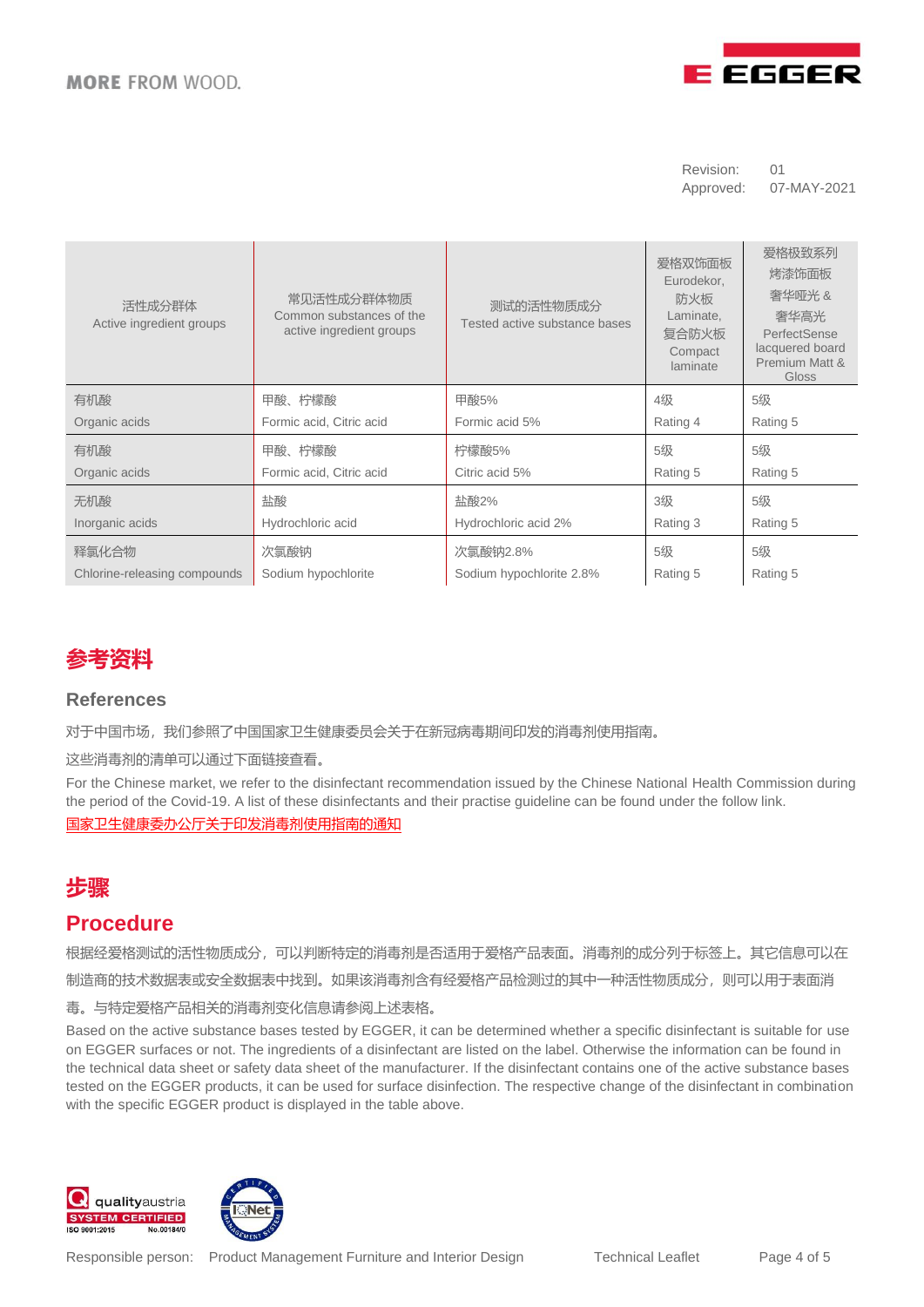Revision: 01
Approved: 07-MAY-2021

| 活性成分群体<br>Active ingredient groups | 常见活性成分群体物质<br>Common substances of the active ingredient groups | 测试的活性物质成分<br>Tested active substance bases | 爱格双饰面板 Eurodekor, 防火板 Laminate, 复合防火板 Compact laminate | 爱格极致系列 烤漆饰面板 奢华哑光 & 奢华高光 PerfectSense lacquered board Premium Matt & Gloss |
|---|---|---|---|---|
| 有机酸<br>Organic acids | 甲酸、柠檬酸<br>Formic acid, Citric acid | 甲酸5%<br>Formic acid 5% | 4级<br>Rating 4 | 5级<br>Rating 5 |
| 有机酸<br>Organic acids | 甲酸、柠檬酸<br>Formic acid, Citric acid | 柠檬酸5%<br>Citric acid 5% | 5级<br>Rating 5 | 5级<br>Rating 5 |
| 无机酸<br>Inorganic acids | 盐酸<br>Hydrochloric acid | 盐酸2%<br>Hydrochloric acid 2% | 3级<br>Rating 3 | 5级<br>Rating 5 |
| 释氯化合物<br>Chlorine-releasing compounds | 次氯酸钠<br>Sodium hypochlorite | 次氯酸钠2.8%<br>Sodium hypochlorite 2.8% | 5级<br>Rating 5 | 5级<br>Rating 5 |

# 参考资料

## References

对于中国市场，我们参照了中国国家卫生健康委员会关于在新冠病毒期间印发的消毒剂使用指南。

这些消毒剂的清单可以通过下面链接查看。

For the Chinese market, we refer to the disinfectant recommendation issued by the Chinese National Health Commission during the period of the Covid-19. A list of these disinfectants and their practise guideline can be found under the follow link.

国家卫生健康委办公厅关于印发消毒剂使用指南的通知

# 步骤

## Procedure

根据经爱格测试的活性物质成分，可以判断特定的消毒剂是否适用于爱格产品表面。消毒剂的成分列于标签上。其它信息可以在制造商的技术数据表或安全数据表中找到。如果该消毒剂含有经爱格产品检测过的其中一种活性物质成分，则可以用于表面消毒。与特定爱格产品相关的消毒剂变化信息请参阅上述表格。

Based on the active substance bases tested by EGGER, it can be determined whether a specific disinfectant is suitable for use on EGGER surfaces or not. The ingredients of a disinfectant are listed on the label. Otherwise the information can be found in the technical data sheet or safety data sheet of the manufacturer. If the disinfectant contains one of the active substance bases tested on the EGGER products, it can be used for surface disinfection. The respective change of the disinfectant in combination with the specific EGGER product is displayed in the table above.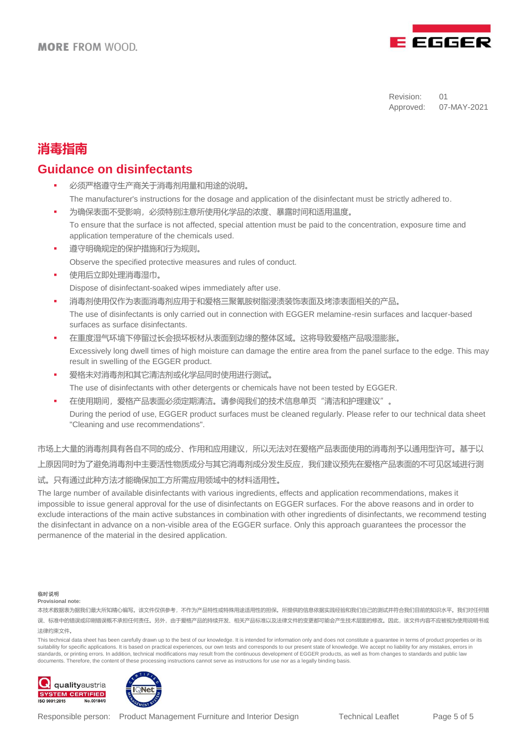Revision: 01
Approved: 07-MAY-2021

# 消毒指南

# Guidance on disinfectants

- 必须严格遵守生产商关于消毒剂用量和用途的说明。
  The manufacturer's instructions for the dosage and application of the disinfectant must be strictly adhered to.
- 为确保表面不受影响，必须特别注意所使用化学品的浓度、暴露时间和适用温度。
  To ensure that the surface is not affected, special attention must be paid to the concentration, exposure time and application temperature of the chemicals used.
- 遵守明确规定的保护措施和行为规则。
  Observe the specified protective measures and rules of conduct.
- 使用后立即处理消毒湿巾。
  Dispose of disinfectant-soaked wipes immediately after use.
- 消毒剂使用仅作为表面消毒剂应用于和爱格三聚氰胺树脂浸渍装饰表面及烤漆表面相关的产品。
  The use of disinfectants is only carried out in connection with EGGER melamine-resin surfaces and lacquer-based surfaces as surface disinfectants.
- 在重度湿气环境下停留过长会损坏板材从表面到边缘的整体区域。这将导致爱格产品吸湿膨胀。
  Excessively long dwell times of high moisture can damage the entire area from the panel surface to the edge. This may result in swelling of the EGGER product.
- 爱格未对消毒剂和其它清洁剂或化学品同时使用进行测试。
  The use of disinfectants with other detergents or chemicals have not been tested by EGGER.
- 在使用期间，爱格产品表面必须定期清洁。请参阅我们的技术信息单页“清洁和护理建议”。
  During the period of use, EGGER product surfaces must be cleaned regularly. Please refer to our technical data sheet "Cleaning and use recommendations".

市场上大量的消毒剂具有各自不同的成分、作用和应用建议，所以无法对在爱格产品表面使用的消毒剂予以通用型许可。基于以上原因同时为了避免消毒剂中主要活性物质成分与其它消毒剂成分发生反应，我们建议预先在爱格产品表面的不可见区域进行测试。只有通过此种方法才能确保加工方所需应用领域中的材料适用性。

The large number of available disinfectants with various ingredients, effects and application recommendations, makes it impossible to issue general approval for the use of disinfectants on EGGER surfaces. For the above reasons and in order to exclude interactions of the main active substances in combination with other ingredients of disinfectants, we recommend testing the disinfectant in advance on a non-visible area of the EGGER surface. Only this approach guarantees the processor the permanence of the material in the desired application.

**临时说明**
**Provisional note:**

本技术数据表为据我们最大所知精心编写。该文件仅供参考，不作为产品特性或特殊用途适用性的担保。所提供的信息依据实践经验和我们自己的测试并符合我们目前的知识水平。我们对任何错误、标准中的错误或印刷错误概不承担任何责任。另外，由于爱格产品的持续开发、相关产品标准以及法律文件的变更都可能会产生技术层面的修改。因此，该文件内容不应被视为使用说明书或法律约束文件。

This technical data sheet has been carefully drawn up to the best of our knowledge. It is intended for information only and does not constitute a guarantee in terms of product properties or its suitability for specific applications. It is based on practical experiences, our own tests and corresponds to our present state of knowledge. We accept no liability for any mistakes, errors in standards, or printing errors. In addition, technical modifications may result from the continuous development of EGGER products, as well as from changes to standards and public law documents. Therefore, the content of these processing instructions cannot serve as instructions for use nor as a legally binding basis.

qualityaustria SYSTEM CERTIFIED ISO 9001:2015 No.00184/0

Responsible person: Product Management Furniture and Interior Design | Technical Leaflet